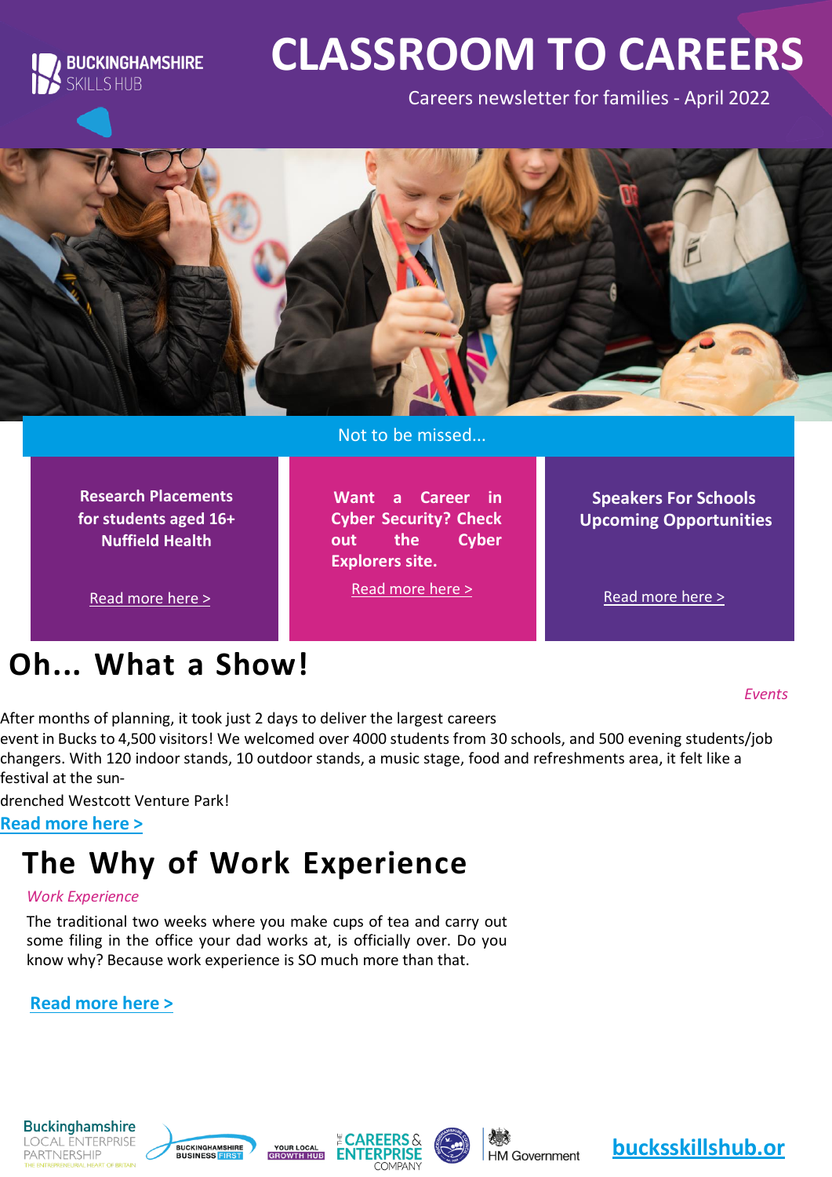BUCKINGHAMSHIRE SKILLS HUB

# CLASSROOM TO CAREERS

Careers newsletter for families - April 2022

Not to be missed...

**Research Placements for students aged 16+ Nuffield Health**

Read more here >

**Want a Career in Cyber Security? Check out the Cyber Explorers site.**

Read more here >

**Speakers For Schools Upcoming Opportunities**

Read more here >

## Oh... What a Show!

*Events*

After months of planning, it took just 2 days to deliver the largest careers event in Bucks to 4,500 visitors! We welcomed over 4000 students from 30 schools, and 500 evening students/job changers. With 120 indoor stands, 10 outdoor stands, a music stage, food and refreshments area, it felt like a festival at the sun-drenched Westcott Venture Park!

**Read more here >**

## The Why of Work Experience

*Work Experience*

The traditional two weeks where you make cups of tea and carry out some filing in the office your dad works at, is officially over. Do you know why? Because work experience is SO much more than that.

**Read more here >**

Buckinghamshire LOCAL ENTERPRISE PARTNERSHIP | BUCKINGHAMSHIRE BUSINESS FIRST | YOUR LOCAL GROWTH HUB | THE CAREERS & ENTERPRISE COMPANY | HM Government

**bucksskillshub.or**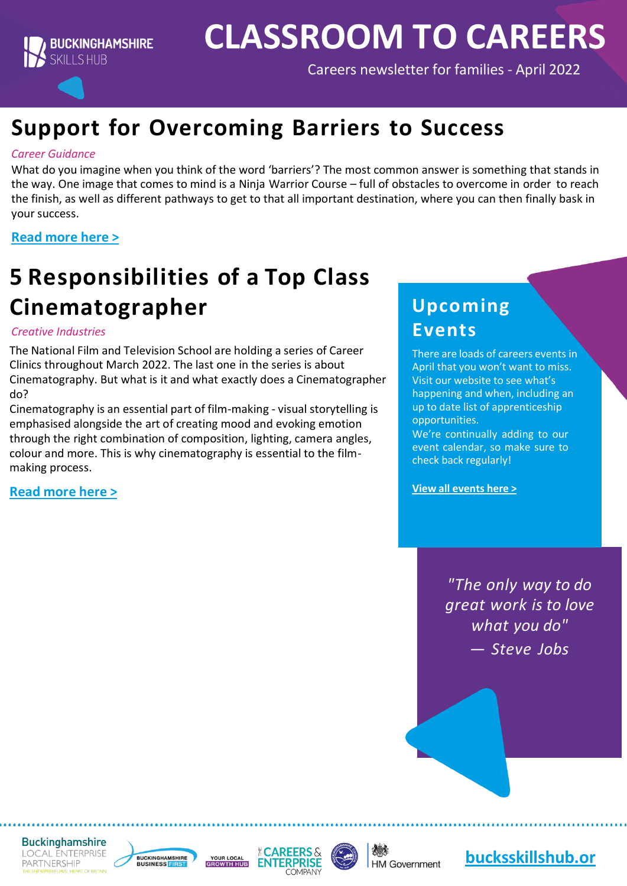# CLASSROOM TO CAREERS

Careers newsletter for families - April 2022

## Support for Overcoming Barriers to Success

*Career Guidance*

What do you imagine when you think of the word 'barriers'? The most common answer is something that stands in the way. One image that comes to mind is a Ninja Warrior Course – full of obstacles to overcome in order to reach the finish, as well as different pathways to get to that all important destination, where you can then finally bask in your success.

**Read more here >**

## 5 Responsibilities of a Top Class Cinematographer

*Creative Industries*

The National Film and Television School are holding a series of Career Clinics throughout March 2022. The last one in the series is about Cinematography. But what is it and what exactly does a Cinematographer do?

Cinematography is an essential part of film-making - visual storytelling is emphasised alongside the art of creating mood and evoking emotion through the right combination of composition, lighting, camera angles, colour and more. This is why cinematography is essential to the film-making process.

**Read more here >**

## Upcoming Events

There are loads of careers events in April that you won't want to miss. Visit our website to see what's happening and when, including an up to date list of apprenticeship opportunities.

We're continually adding to our event calendar, so make sure to check back regularly!

**View all events here >**

*"The only way to do great work is to love what you do"*
*— Steve Jobs*

Buckinghamshire Local Enterprise Partnership | Buckinghamshire Business First | Your Local Growth Hub | The Careers & Enterprise Company | HM Government

**bucksskillshub.or**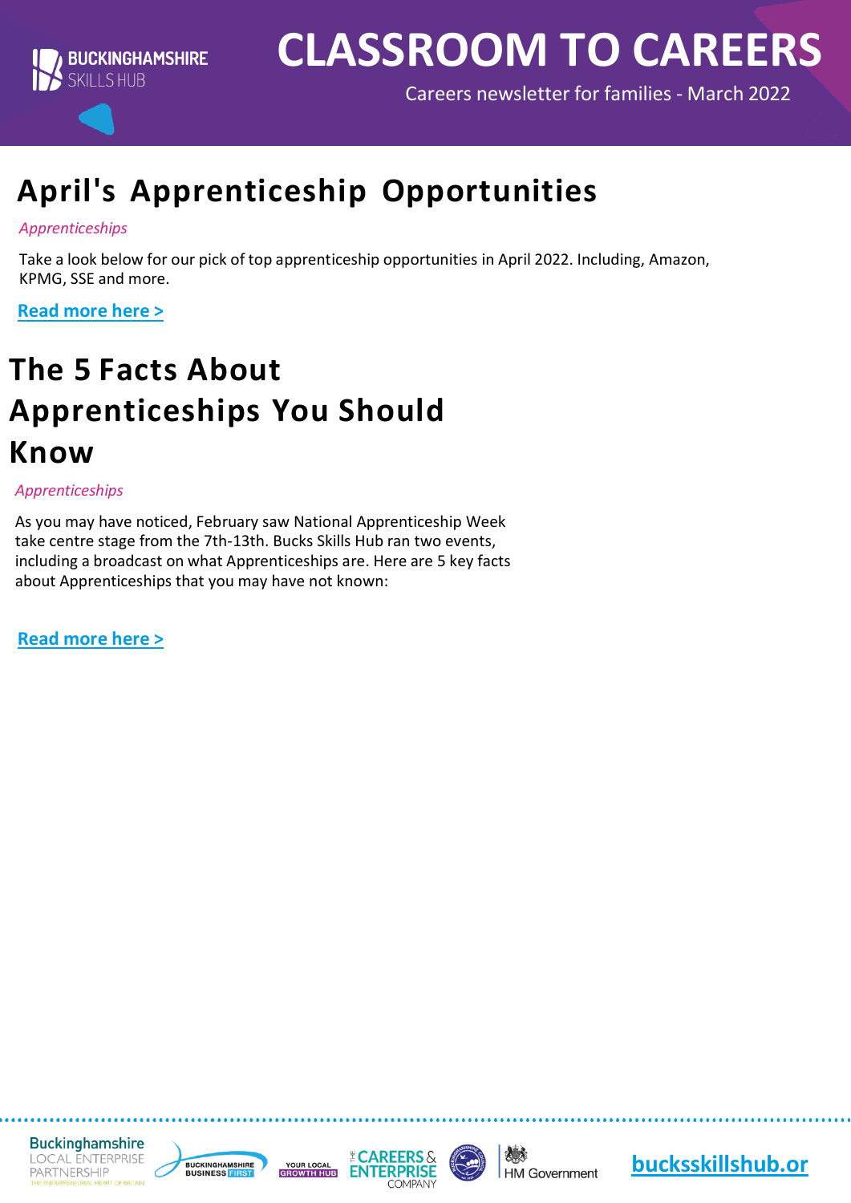## April's Apprenticeship Opportunities

*Apprenticeships*

Take a look below for our pick of top apprenticeship opportunities in April 2022. Including, Amazon, KPMG, SSE and more.

**Read more here >**

## The 5 Facts About Apprenticeships You Should Know

*Apprenticeships*

As you may have noticed, February saw National Apprenticeship Week take centre stage from the 7th-13th. Bucks Skills Hub ran two events, including a broadcast on what Apprenticeships are. Here are 5 key facts about Apprenticeships that you may have not known:

**Read more here >**

**bucksskillshub.or**